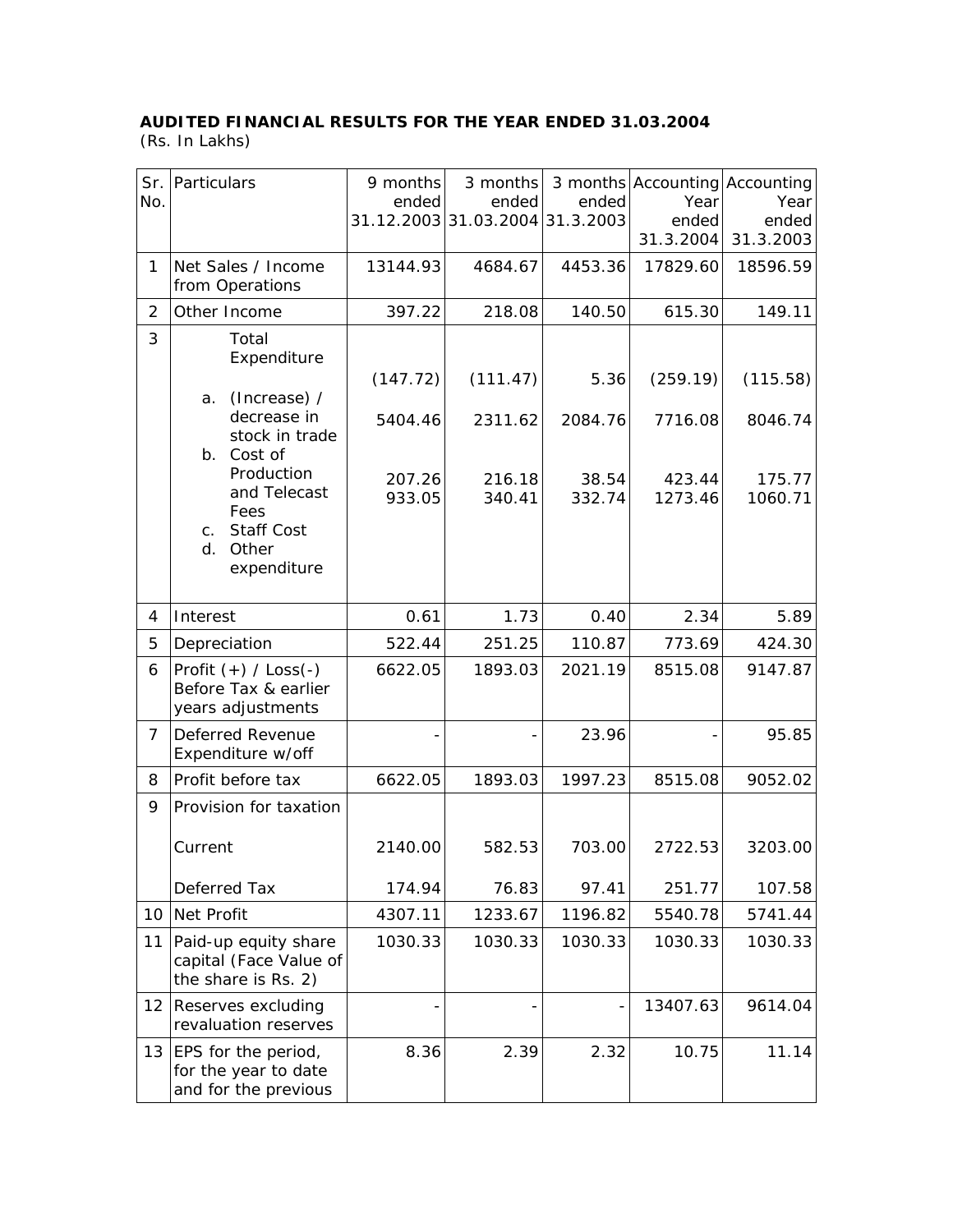**AUDITED FINANCIAL RESULTS FOR THE YEAR ENDED 31.03.2004**
(Rs. In Lakhs)

| Sr. No. | Particulars | 9 months ended 31.12.2003 | 3 months ended 31.03.2004 | 3 months ended 31.3.2003 | Accounting Year ended 31.3.2004 | Accounting Year ended 31.3.2003 |
|---|---|---|---|---|---|---|
| 1 | Net Sales / Income from Operations | 13144.93 | 4684.67 | 4453.36 | 17829.60 | 18596.59 |
| 2 | Other Income | 397.22 | 218.08 | 140.50 | 615.30 | 149.11 |
| 3 | Total Expenditure | | | | | |
| | a. (Increase) / decrease in stock in trade | (147.72) | (111.47) | 5.36 | (259.19) | (115.58) |
| | b. Cost of Production and Telecast Fees | 5404.46 | 2311.62 | 2084.76 | 7716.08 | 8046.74 |
| | c. Staff Cost | 207.26 | 216.18 | 38.54 | 423.44 | 175.77 |
| | d. Other expenditure | 933.05 | 340.41 | 332.74 | 1273.46 | 1060.71 |
| 4 | Interest | 0.61 | 1.73 | 0.40 | 2.34 | 5.89 |
| 5 | Depreciation | 522.44 | 251.25 | 110.87 | 773.69 | 424.30 |
| 6 | Profit (+) / Loss(-) Before Tax & earlier years adjustments | 6622.05 | 1893.03 | 2021.19 | 8515.08 | 9147.87 |
| 7 | Deferred Revenue Expenditure w/off | - | - | 23.96 | - | 95.85 |
| 8 | Profit before tax | 6622.05 | 1893.03 | 1997.23 | 8515.08 | 9052.02 |
| 9 | Provision for taxation | | | | | |
| | Current | 2140.00 | 582.53 | 703.00 | 2722.53 | 3203.00 |
| | Deferred Tax | 174.94 | 76.83 | 97.41 | 251.77 | 107.58 |
| 10 | Net Profit | 4307.11 | 1233.67 | 1196.82 | 5540.78 | 5741.44 |
| 11 | Paid-up equity share capital (Face Value of the share is Rs. 2) | 1030.33 | 1030.33 | 1030.33 | 1030.33 | 1030.33 |
| 12 | Reserves excluding revaluation reserves | - | - | - | 13407.63 | 9614.04 |
| 13 | EPS for the period, for the year to date and for the previous | 8.36 | 2.39 | 2.32 | 10.75 | 11.14 |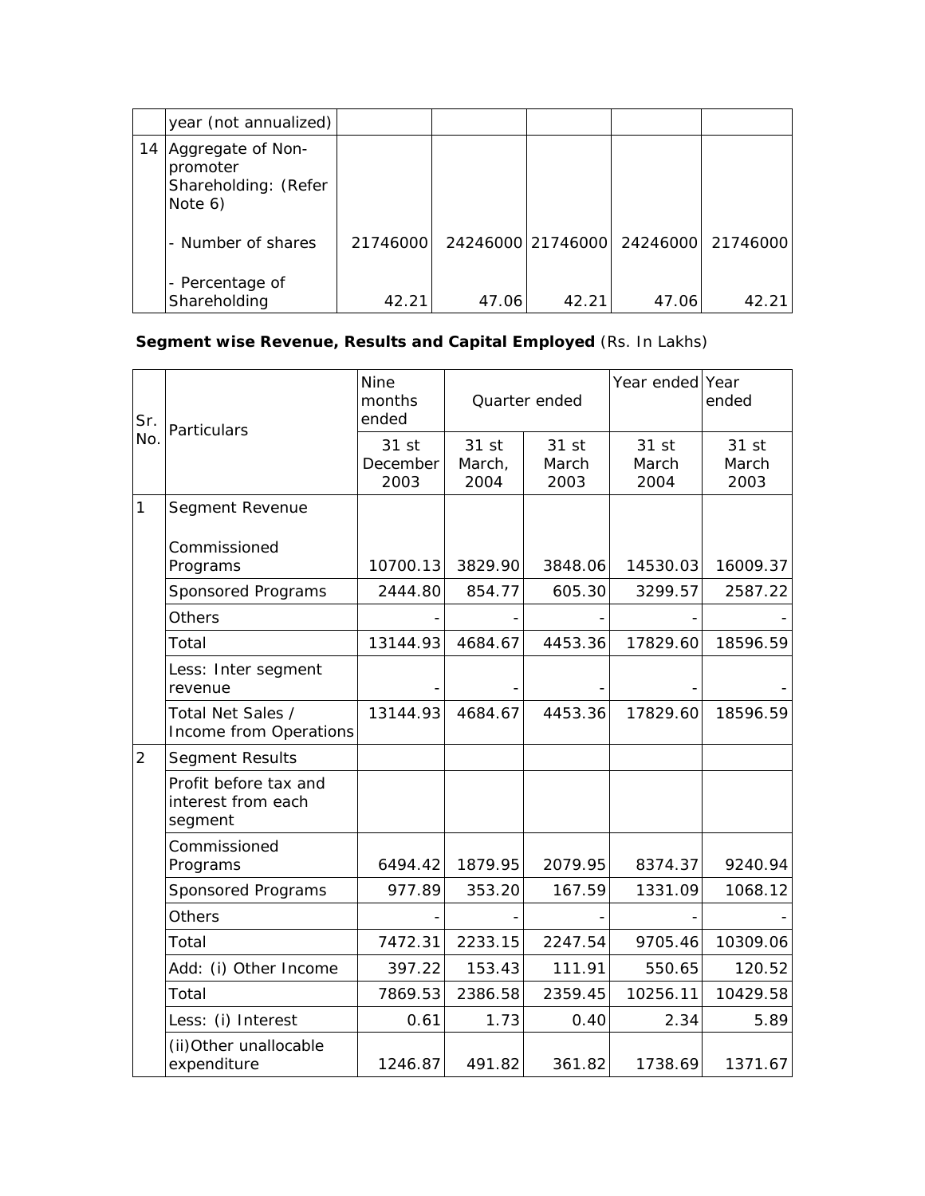| | year (not annualized) | | | | | |
|---|---|---|---|---|---|---|
| 14 | Aggregate of Non-promoter Shareholding: (Refer Note 6) | | | | | |
| | - Number of shares | 21746000 | 24246000 | 21746000 | 24246000 | 21746000 |
| | - Percentage of Shareholding | 42.21 | 47.06 | 42.21 | 47.06 | 42.21 |

**Segment wise Revenue, Results and Capital Employed** (Rs. In Lakhs)

| Sr. No. | Particulars | Nine months ended | Quarter ended | | Year ended | Year ended |
|---|---|---|---|---|---|---|
| | | 31 st December 2003 | 31 st March, 2004 | 31 st March 2003 | 31 st March 2004 | 31 st March 2003 |
| 1 | Segment Revenue | | | | | |
| | Commissioned Programs | 10700.13 | 3829.90 | 3848.06 | 14530.03 | 16009.37 |
| | Sponsored Programs | 2444.80 | 854.77 | 605.30 | 3299.57 | 2587.22 |
| | Others | - | - | - | - | - |
| | Total | 13144.93 | 4684.67 | 4453.36 | 17829.60 | 18596.59 |
| | Less: Inter segment revenue | - | - | - | - | - |
| | Total Net Sales / Income from Operations | 13144.93 | 4684.67 | 4453.36 | 17829.60 | 18596.59 |
| 2 | Segment Results | | | | | |
| | Profit before tax and interest from each segment | | | | | |
| | Commissioned Programs | 6494.42 | 1879.95 | 2079.95 | 8374.37 | 9240.94 |
| | Sponsored Programs | 977.89 | 353.20 | 167.59 | 1331.09 | 1068.12 |
| | Others | - | - | - | - | - |
| | Total | 7472.31 | 2233.15 | 2247.54 | 9705.46 | 10309.06 |
| | Add: (i) Other Income | 397.22 | 153.43 | 111.91 | 550.65 | 120.52 |
| | Total | 7869.53 | 2386.58 | 2359.45 | 10256.11 | 10429.58 |
| | Less: (i) Interest | 0.61 | 1.73 | 0.40 | 2.34 | 5.89 |
| | (ii)Other unallocable expenditure | 1246.87 | 491.82 | 361.82 | 1738.69 | 1371.67 |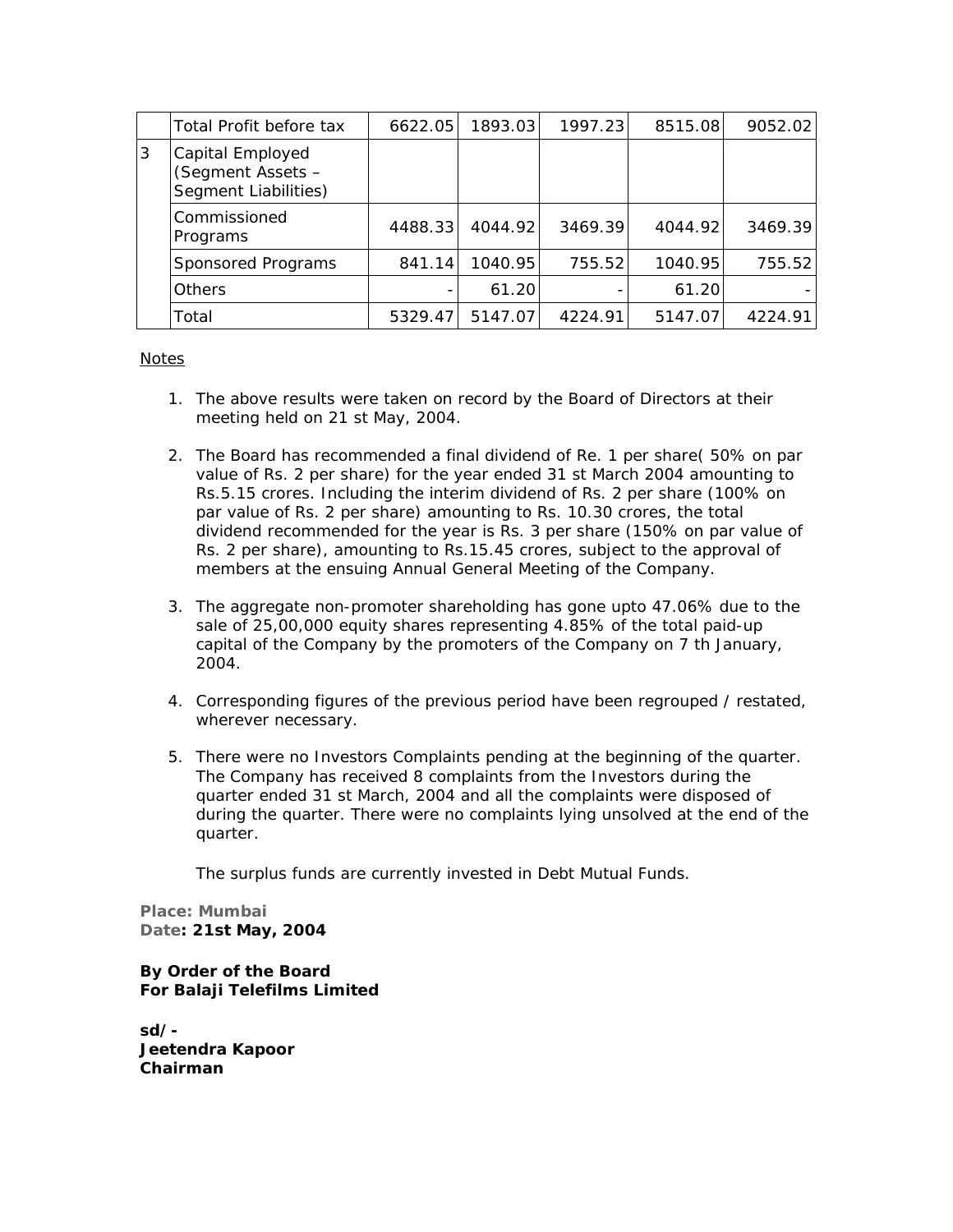| | | | | | | |
|---|---|---|---|---|---|---|
| | Total Profit before tax | 6622.05 | 1893.03 | 1997.23 | 8515.08 | 9052.02 |
| 3 | Capital Employed (Segment Assets – Segment Liabilities) | | | | | |
| | Commissioned Programs | 4488.33 | 4044.92 | 3469.39 | 4044.92 | 3469.39 |
| | Sponsored Programs | 841.14 | 1040.95 | 755.52 | 1040.95 | 755.52 |
| | Others | - | 61.20 | - | 61.20 | - |
| | Total | 5329.47 | 5147.07 | 4224.91 | 5147.07 | 4224.91 |

Notes

1. The above results were taken on record by the Board of Directors at their meeting held on 21 st May, 2004.

2. The Board has recommended a final dividend of Re. 1 per share( 50% on par value of Rs. 2 per share) for the year ended 31 st March 2004 amounting to Rs.5.15 crores. Including the interim dividend of Rs. 2 per share (100% on par value of Rs. 2 per share) amounting to Rs. 10.30 crores, the total dividend recommended for the year is Rs. 3 per share (150% on par value of Rs. 2 per share), amounting to Rs.15.45 crores, subject to the approval of members at the ensuing Annual General Meeting of the Company.

3. The aggregate non-promoter shareholding has gone upto 47.06% due to the sale of 25,00,000 equity shares representing 4.85% of the total paid-up capital of the Company by the promoters of the Company on 7 th January, 2004.

4. Corresponding figures of the previous period have been regrouped / restated, wherever necessary.

5. There were no Investors Complaints pending at the beginning of the quarter. The Company has received 8 complaints from the Investors during the quarter ended 31 st March, 2004 and all the complaints were disposed of during the quarter. There were no complaints lying unsolved at the end of the quarter.

   The surplus funds are currently invested in Debt Mutual Funds.

**Place: Mumbai**
**Date: 21st May, 2004**

**By Order of the Board**
**For Balaji Telefilms Limited**

**sd/-**
**Jeetendra Kapoor**
**Chairman**